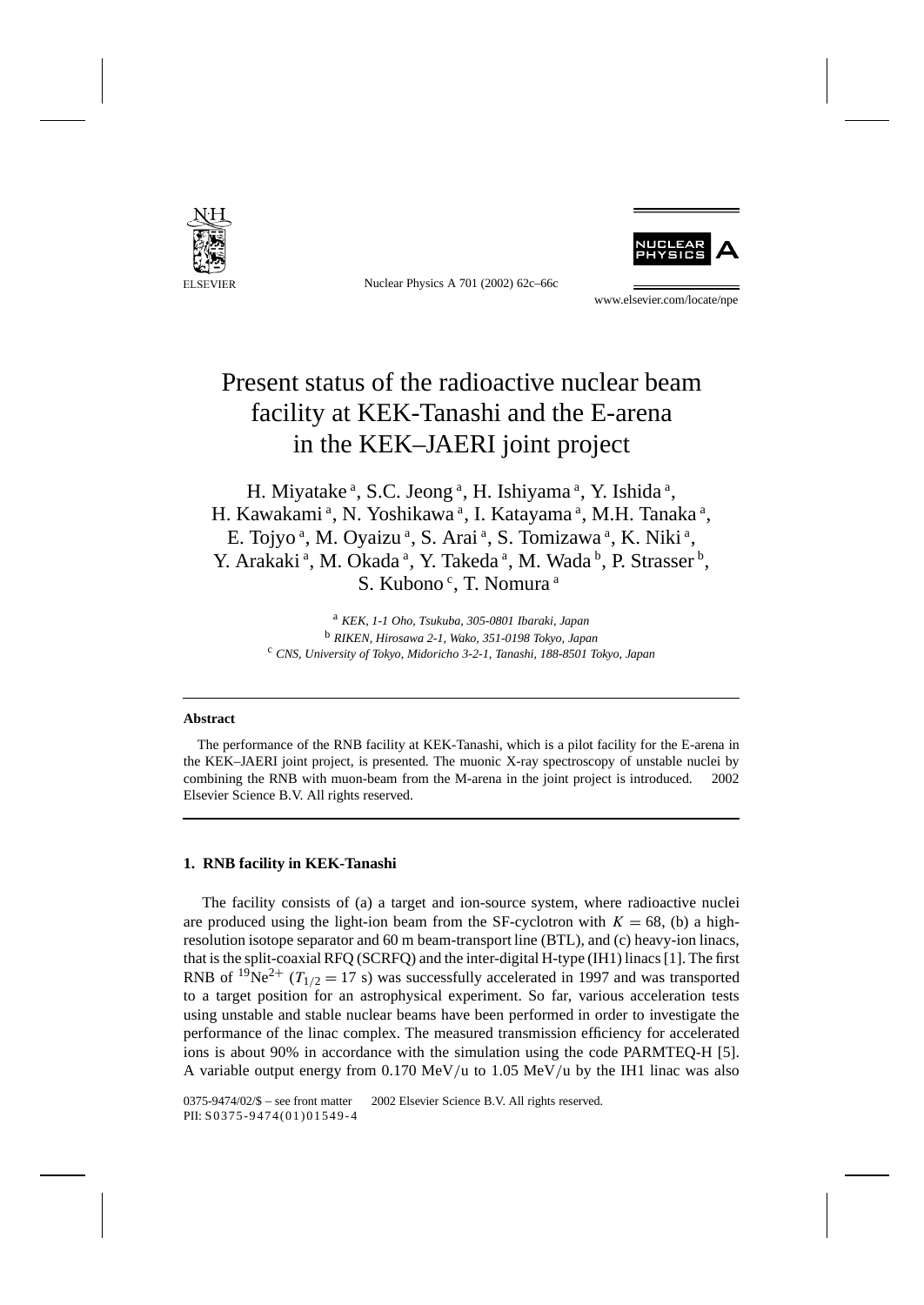# Present status of the radioactive nuclear beam facility at KEK-Tanashi and the E-arena in the KEK–JAERI joint project

H. Miyatake [a], S.C. Jeong [a], H. Ishiyama [a], Y. Ishida [a], H. Kawakami [a], N. Yoshikawa [a], I. Katayama [a], M.H. Tanaka [a], E. Tojyo [a], M. Oyaizu [a], S. Arai [a], S. Tomizawa [a], K. Niki [a], Y. Arakaki [a], M. Okada [a], Y. Takeda [a], M. Wada [b], P. Strasser [b], S. Kubono [c], T. Nomura [a]

[a] *KEK, 1-1 Oho, Tsukuba, 305-0801 Ibaraki, Japan*
[b] *RIKEN, Hirosawa 2-1, Wako, 351-0198 Tokyo, Japan*
[c] *CNS, University of Tokyo, Midoricho 3-2-1, Tanashi, 188-8501 Tokyo, Japan*

---

**Abstract**

The performance of the RNB facility at KEK-Tanashi, which is a pilot facility for the E-arena in the KEK–JAERI joint project, is presented. The muonic X-ray spectroscopy of unstable nuclei by combining the RNB with muon-beam from the M-arena in the joint project is introduced. © 2002 Elsevier Science B.V. All rights reserved.

---

## 1. RNB facility in KEK-Tanashi

The facility consists of (a) a target and ion-source system, where radioactive nuclei are produced using the light-ion beam from the SF-cyclotron with $K = 68$, (b) a high-resolution isotope separator and 60 m beam-transport line (BTL), and (c) heavy-ion linacs, that is the split-coaxial RFQ (SCRFQ) and the inter-digital H-type (IH1) linacs [1]. The first RNB of $^{19}Ne^{2+}$ ($T_{1/2} = 17$ s) was successfully accelerated in 1997 and was transported to a target position for an astrophysical experiment. So far, various acceleration tests using unstable and stable nuclear beams have been performed in order to investigate the performance of the linac complex. The measured transmission efficiency for accelerated ions is about 90% in accordance with the simulation using the code PARMTEQ-H [5]. A variable output energy from 0.170 MeV/u to 1.05 MeV/u by the IH1 linac was also

0375-9474/02/$ – see front matter © 2002 Elsevier Science B.V. All rights reserved.
PII: S0375-9474(01)01549-4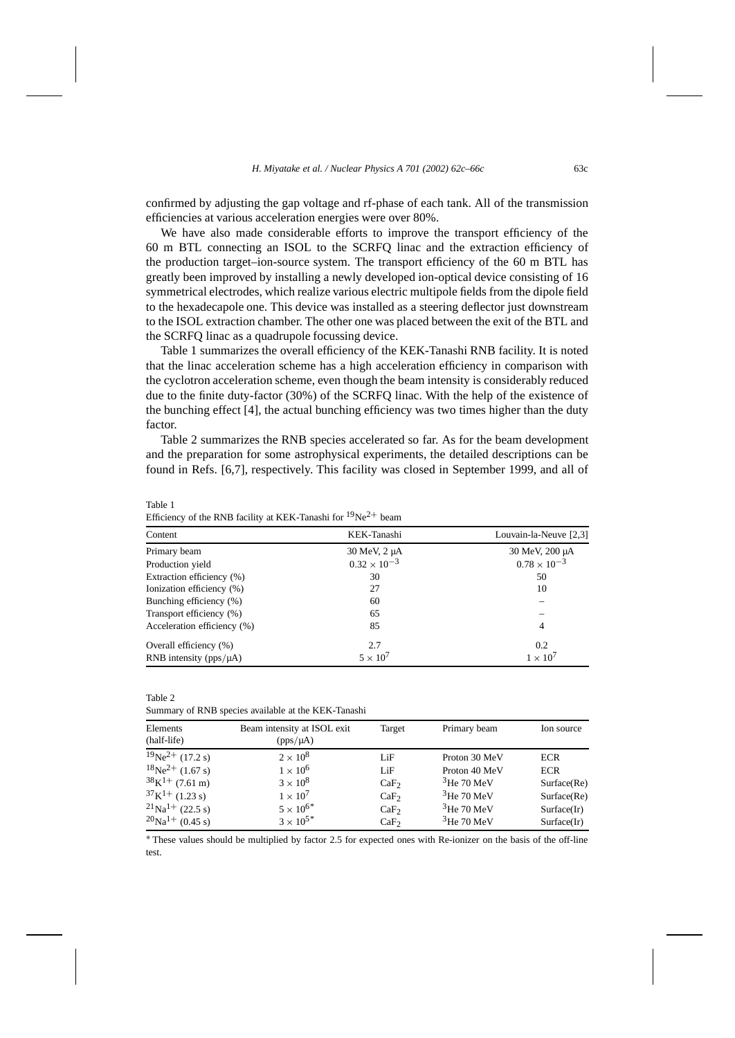confirmed by adjusting the gap voltage and rf-phase of each tank. All of the transmission efficiencies at various acceleration energies were over 80%.

We have also made considerable efforts to improve the transport efficiency of the 60 m BTL connecting an ISOL to the SCRFQ linac and the extraction efficiency of the production target–ion-source system. The transport efficiency of the 60 m BTL has greatly been improved by installing a newly developed ion-optical device consisting of 16 symmetrical electrodes, which realize various electric multipole fields from the dipole field to the hexadecapole one. This device was installed as a steering deflector just downstream to the ISOL extraction chamber. The other one was placed between the exit of the BTL and the SCRFQ linac as a quadrupole focussing device.

Table 1 summarizes the overall efficiency of the KEK-Tanashi RNB facility. It is noted that the linac acceleration scheme has a high acceleration efficiency in comparison with the cyclotron acceleration scheme, even though the beam intensity is considerably reduced due to the finite duty-factor (30%) of the SCRFQ linac. With the help of the existence of the bunching effect [4], the actual bunching efficiency was two times higher than the duty factor.

Table 2 summarizes the RNB species accelerated so far. As for the beam development and the preparation for some astrophysical experiments, the detailed descriptions can be found in Refs. [6,7], respectively. This facility was closed in September 1999, and all of

Table 1
Efficiency of the RNB facility at KEK-Tanashi for $^{19}Ne^{2+}$ beam

| Content | KEK-Tanashi | Louvain-la-Neuve [2,3] |
|---|---|---|
| Primary beam | 30 MeV, 2 μA | 30 MeV, 200 μA |
| Production yield | $0.32 \times 10^{-3}$ | $0.78 \times 10^{-3}$ |
| Extraction efficiency (%) | 30 | 50 |
| Ionization efficiency (%) | 27 | 10 |
| Bunching efficiency (%) | 60 | – |
| Transport efficiency (%) | 65 | – |
| Acceleration efficiency (%) | 85 | 4 |
| Overall efficiency (%) | 2.7 | 0.2 |
| RNB intensity (pps/μA) | $5 \times 10^{7}$ | $1 \times 10^{7}$ |

Table 2
Summary of RNB species available at the KEK-Tanashi

| Elements (half-life) | Beam intensity at ISOL exit (pps/μA) | Target | Primary beam | Ion source |
|---|---|---|---|---|
| $^{19}Ne^{2+}$ (17.2 s) | $2 \times 10^{8}$ | LiF | Proton 30 MeV | ECR |
| $^{18}Ne^{2+}$ (1.67 s) | $1 \times 10^{6}$ | LiF | Proton 40 MeV | ECR |
| $^{38}K^{1+}$ (7.61 m) | $3 \times 10^{8}$ | $CaF_2$ | $^{3}$He 70 MeV | Surface(Re) |
| $^{37}K^{1+}$ (1.23 s) | $1 \times 10^{7}$ | $CaF_2$ | $^{3}$He 70 MeV | Surface(Re) |
| $^{21}Na^{1+}$ (22.5 s) | $5 \times 10^{6}$* | $CaF_2$ | $^{3}$He 70 MeV | Surface(Ir) |
| $^{20}Na^{1+}$ (0.45 s) | $3 \times 10^{5}$* | $CaF_2$ | $^{3}$He 70 MeV | Surface(Ir) |

* These values should be multiplied by factor 2.5 for expected ones with Re-ionizer on the basis of the off-line test.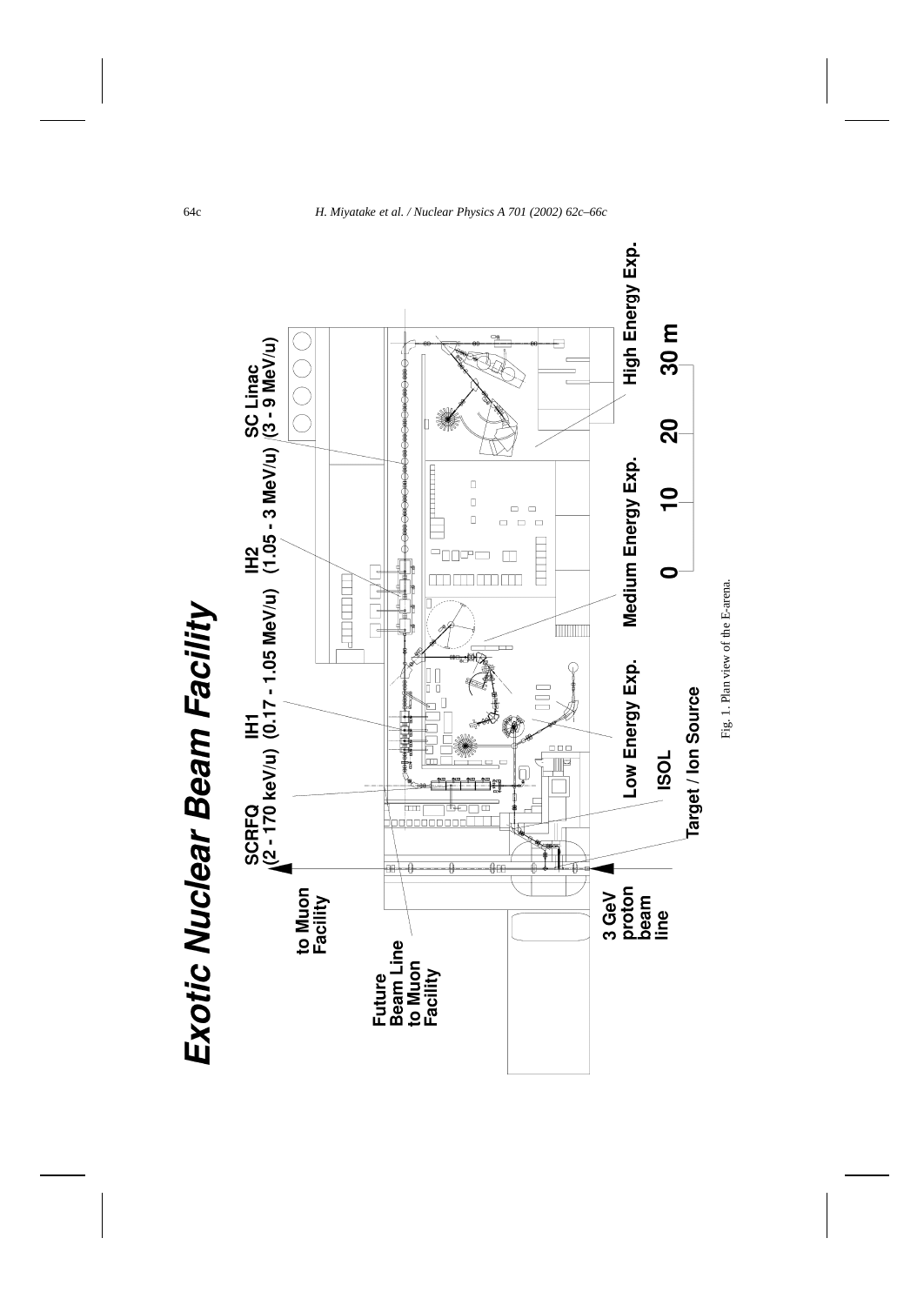# Exotic Nuclear Beam Facility

SCRFQ (2 - 170 keV/u)

IH1 (0.17 - 1.05 MeV/u)

IH2 (1.05 - 3 MeV/u)

SC Linac (3 - 9 MeV/u)

to Muon Facility

Future Beam Line to Muon Facility

3 GeV proton beam line

Target / Ion Source

ISOL

Low Energy Exp.

Medium Energy Exp.

High Energy Exp.

0 10 20 30 m

Fig. 1. Plan view of the E-arena.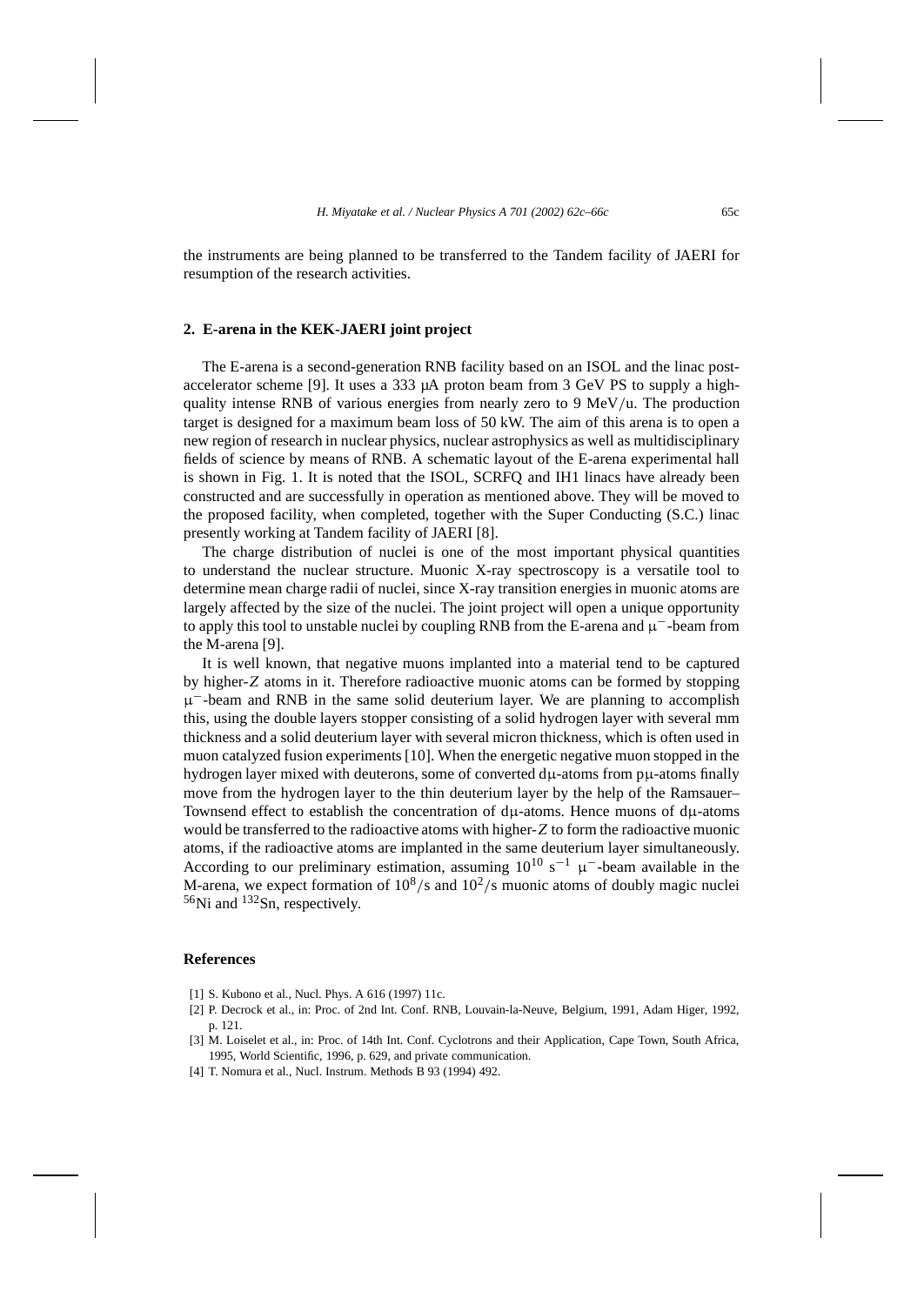the instruments are being planned to be transferred to the Tandem facility of JAERI for resumption of the research activities.

## 2. E-arena in the KEK-JAERI joint project

The E-arena is a second-generation RNB facility based on an ISOL and the linac post-accelerator scheme [9]. It uses a 333 μA proton beam from 3 GeV PS to supply a high-quality intense RNB of various energies from nearly zero to 9 MeV/u. The production target is designed for a maximum beam loss of 50 kW. The aim of this arena is to open a new region of research in nuclear physics, nuclear astrophysics as well as multidisciplinary fields of science by means of RNB. A schematic layout of the E-arena experimental hall is shown in Fig. 1. It is noted that the ISOL, SCRFQ and IH1 linacs have already been constructed and are successfully in operation as mentioned above. They will be moved to the proposed facility, when completed, together with the Super Conducting (S.C.) linac presently working at Tandem facility of JAERI [8].

The charge distribution of nuclei is one of the most important physical quantities to understand the nuclear structure. Muonic X-ray spectroscopy is a versatile tool to determine mean charge radii of nuclei, since X-ray transition energies in muonic atoms are largely affected by the size of the nuclei. The joint project will open a unique opportunity to apply this tool to unstable nuclei by coupling RNB from the E-arena and $\mu^-$-beam from the M-arena [9].

It is well known, that negative muons implanted into a material tend to be captured by higher-$Z$ atoms in it. Therefore radioactive muonic atoms can be formed by stopping $\mu^-$-beam and RNB in the same solid deuterium layer. We are planning to accomplish this, using the double layers stopper consisting of a solid hydrogen layer with several mm thickness and a solid deuterium layer with several micron thickness, which is often used in muon catalyzed fusion experiments [10]. When the energetic negative muon stopped in the hydrogen layer mixed with deuterons, some of converted d$\mu$-atoms from p$\mu$-atoms finally move from the hydrogen layer to the thin deuterium layer by the help of the Ramsauer–Townsend effect to establish the concentration of d$\mu$-atoms. Hence muons of d$\mu$-atoms would be transferred to the radioactive atoms with higher-$Z$ to form the radioactive muonic atoms, if the radioactive atoms are implanted in the same deuterium layer simultaneously. According to our preliminary estimation, assuming $10^{10}$ s$^{-1}$ $\mu^-$-beam available in the M-arena, we expect formation of $10^8$/s and $10^2$/s muonic atoms of doubly magic nuclei $^{56}$Ni and $^{132}$Sn, respectively.

## References

[1] S. Kubono et al., Nucl. Phys. A 616 (1997) 11c.

[2] P. Decrock et al., in: Proc. of 2nd Int. Conf. RNB, Louvain-la-Neuve, Belgium, 1991, Adam Higer, 1992, p. 121.

[3] M. Loiselet et al., in: Proc. of 14th Int. Conf. Cyclotrons and their Application, Cape Town, South Africa, 1995, World Scientific, 1996, p. 629, and private communication.

[4] T. Nomura et al., Nucl. Instrum. Methods B 93 (1994) 492.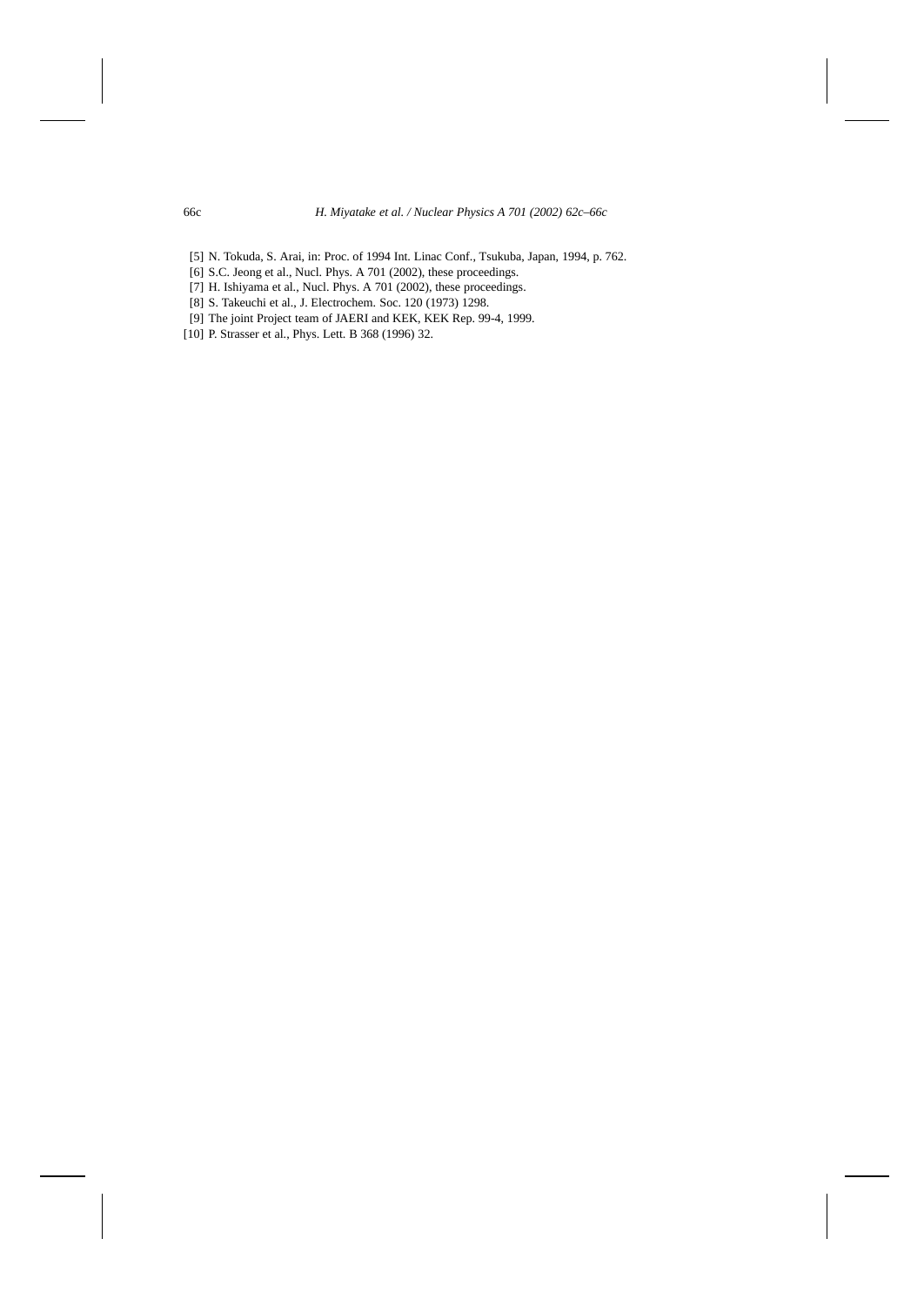[5] N. Tokuda, S. Arai, in: Proc. of 1994 Int. Linac Conf., Tsukuba, Japan, 1994, p. 762.
[6] S.C. Jeong et al., Nucl. Phys. A 701 (2002), these proceedings.
[7] H. Ishiyama et al., Nucl. Phys. A 701 (2002), these proceedings.
[8] S. Takeuchi et al., J. Electrochem. Soc. 120 (1973) 1298.
[9] The joint Project team of JAERI and KEK, KEK Rep. 99-4, 1999.
[10] P. Strasser et al., Phys. Lett. B 368 (1996) 32.